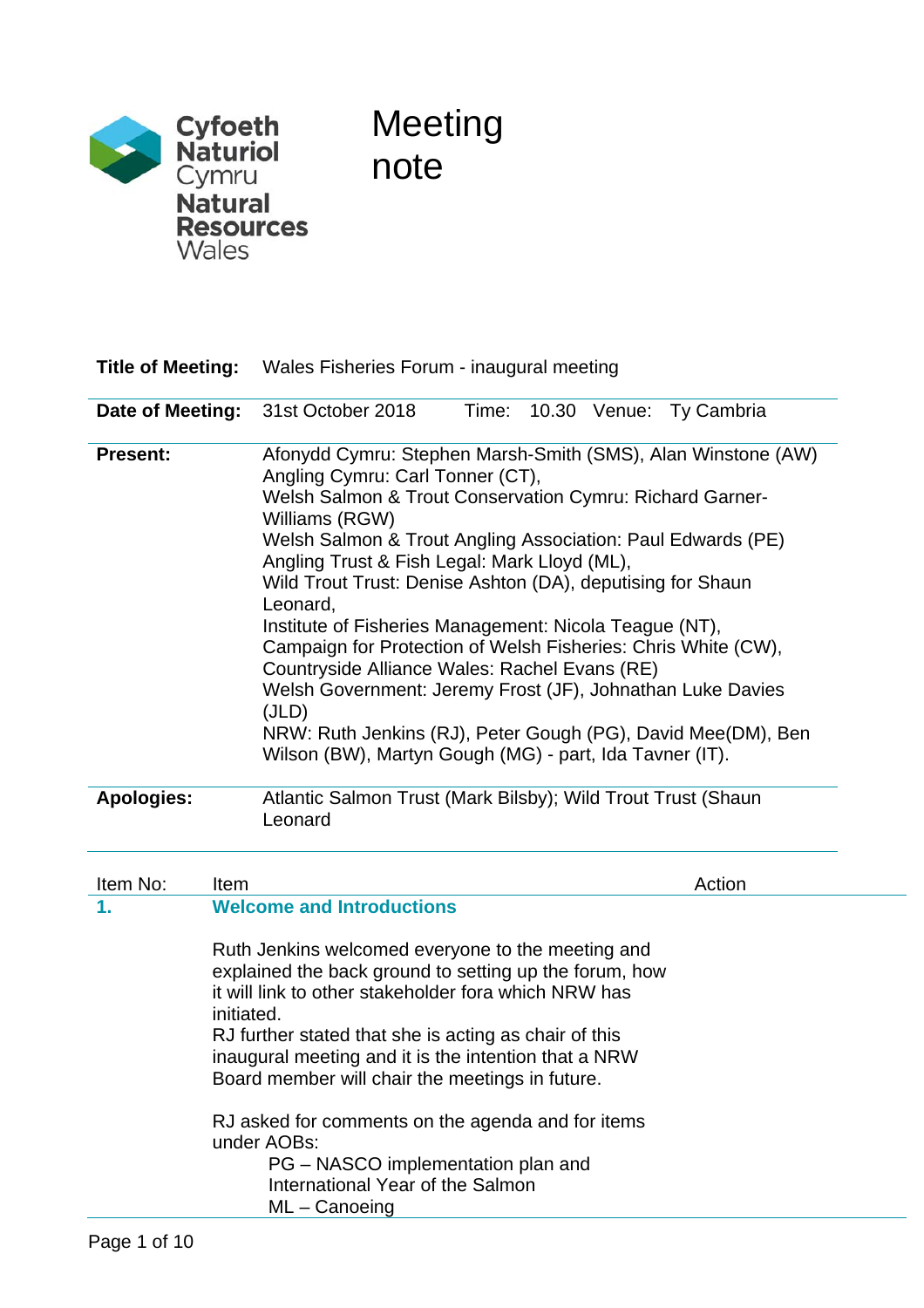Cyfoeth Naturiol Cymru
Natural Resources Wales

# Meeting note

| | |
|---|---|
| **Title of Meeting:** | Wales Fisheries Forum - inaugural meeting |
| **Date of Meeting:** | 31st October 2018 Time: 10.30 Venue: Ty Cambria |
| **Present:** | Afonydd Cymru: Stephen Marsh-Smith (SMS), Alan Winstone (AW)<br>Angling Cymru: Carl Tonner (CT),<br>Welsh Salmon & Trout Conservation Cymru: Richard Garner-Williams (RGW)<br>Welsh Salmon & Trout Angling Association: Paul Edwards (PE)<br>Angling Trust & Fish Legal: Mark Lloyd (ML),<br>Wild Trout Trust: Denise Ashton (DA), deputising for Shaun Leonard,<br>Institute of Fisheries Management: Nicola Teague (NT),<br>Campaign for Protection of Welsh Fisheries: Chris White (CW),<br>Countryside Alliance Wales: Rachel Evans (RE)<br>Welsh Government: Jeremy Frost (JF), Johnathan Luke Davies (JLD)<br>NRW: Ruth Jenkins (RJ), Peter Gough (PG), David Mee(DM), Ben Wilson (BW), Martyn Gough (MG) - part, Ida Tavner (IT). |
| **Apologies:** | Atlantic Salmon Trust (Mark Bilsby); Wild Trout Trust (Shaun Leonard |

| Item No: | Item | Action |
|---|---|---|
| **1.** | **Welcome and Introductions** | |
| | Ruth Jenkins welcomed everyone to the meeting and explained the back ground to setting up the forum, how it will link to other stakeholder fora which NRW has initiated.<br>RJ further stated that she is acting as chair of this inaugural meeting and it is the intention that a NRW Board member will chair the meetings in future.<br><br>RJ asked for comments on the agenda and for items under AOBs:<br>PG – NASCO implementation plan and International Year of the Salmon<br>ML – Canoeing | |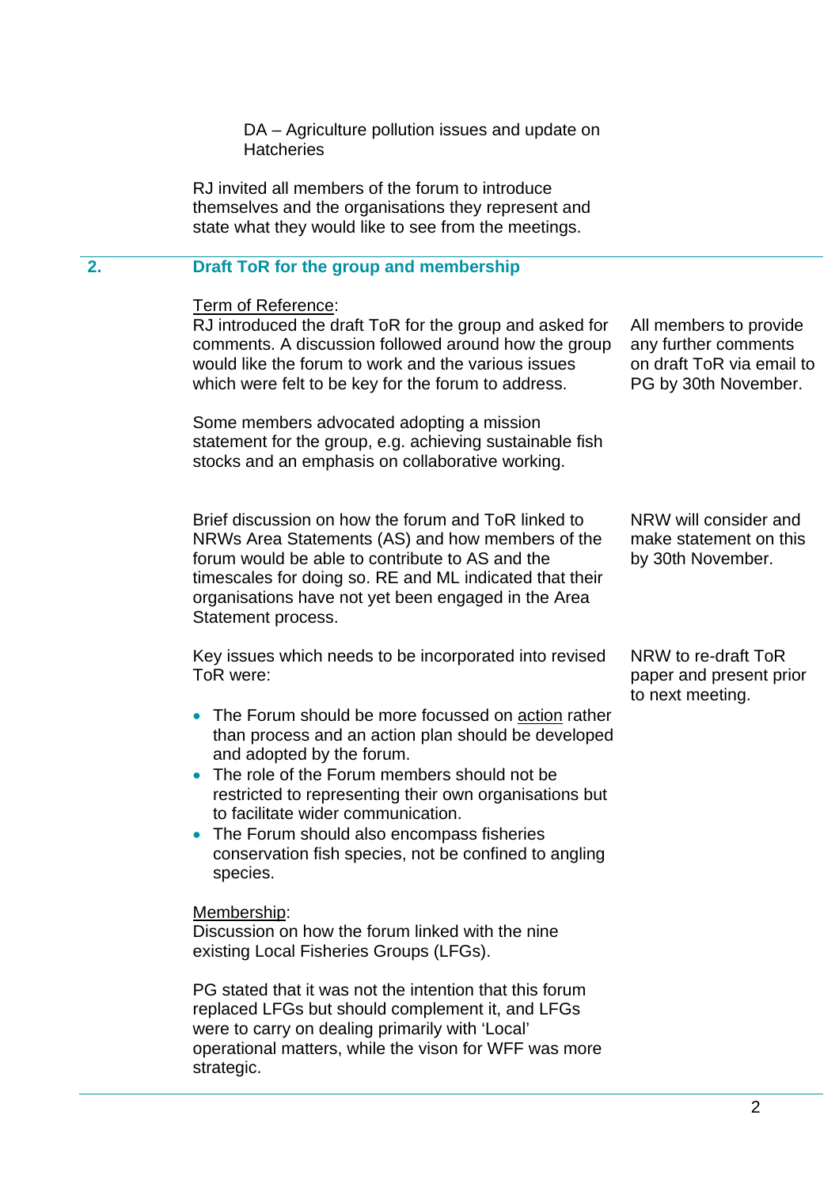DA – Agriculture pollution issues and update on Hatcheries

RJ invited all members of the forum to introduce themselves and the organisations they represent and state what they would like to see from the meetings.

## 2. Draft ToR for the group and membership

| | Action |
|---|---|
| Term of Reference:<br>RJ introduced the draft ToR for the group and asked for comments. A discussion followed around how the group would like the forum to work and the various issues which were felt to be key for the forum to address. | All members to provide any further comments on draft ToR via email to PG by 30th November. |
| Some members advocated adopting a mission statement for the group, e.g. achieving sustainable fish stocks and an emphasis on collaborative working. | |
| Brief discussion on how the forum and ToR linked to NRWs Area Statements (AS) and how members of the forum would be able to contribute to AS and the timescales for doing so. RE and ML indicated that their organisations have not yet been engaged in the Area Statement process. | NRW will consider and make statement on this by 30th November. |
| Key issues which needs to be incorporated into revised ToR were:<br>• The Forum should be more focussed on action rather than process and an action plan should be developed and adopted by the forum.<br>• The role of the Forum members should not be restricted to representing their own organisations but to facilitate wider communication.<br>• The Forum should also encompass fisheries conservation fish species, not be confined to angling species. | NRW to re-draft ToR paper and present prior to next meeting. |

Membership:
Discussion on how the forum linked with the nine existing Local Fisheries Groups (LFGs).

PG stated that it was not the intention that this forum replaced LFGs but should complement it, and LFGs were to carry on dealing primarily with 'Local' operational matters, while the vison for WFF was more strategic.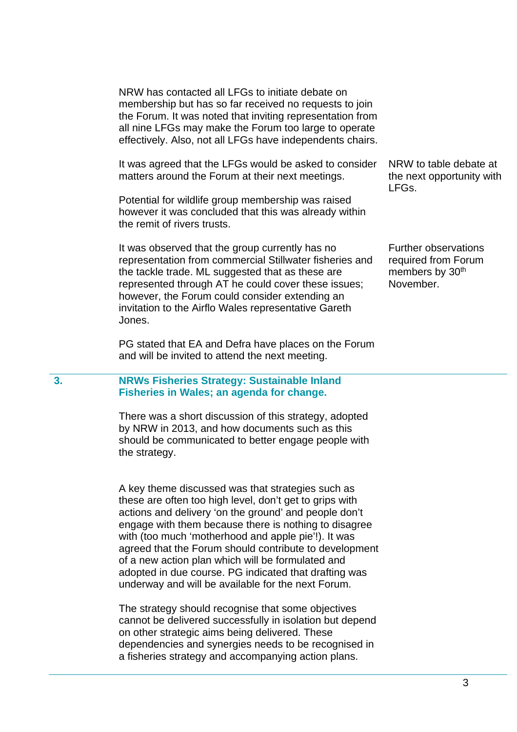NRW has contacted all LFGs to initiate debate on membership but has so far received no requests to join the Forum. It was noted that inviting representation from all nine LFGs may make the Forum too large to operate effectively. Also, not all LFGs have independents chairs.

It was agreed that the LFGs would be asked to consider matters around the Forum at their next meetings.

*Action: NRW to table debate at the next opportunity with LFGs.*

Potential for wildlife group membership was raised however it was concluded that this was already within the remit of rivers trusts.

It was observed that the group currently has no representation from commercial Stillwater fisheries and the tackle trade. ML suggested that as these are represented through AT he could cover these issues; however, the Forum could consider extending an invitation to the Airflo Wales representative Gareth Jones.

*Action: Further observations required from Forum members by 30th November.*

PG stated that EA and Defra have places on the Forum and will be invited to attend the next meeting.

## 3. NRWs Fisheries Strategy: Sustainable Inland Fisheries in Wales; an agenda for change.

There was a short discussion of this strategy, adopted by NRW in 2013, and how documents such as this should be communicated to better engage people with the strategy.

A key theme discussed was that strategies such as these are often too high level, don't get to grips with actions and delivery 'on the ground' and people don't engage with them because there is nothing to disagree with (too much 'motherhood and apple pie'!). It was agreed that the Forum should contribute to development of a new action plan which will be formulated and adopted in due course. PG indicated that drafting was underway and will be available for the next Forum.

The strategy should recognise that some objectives cannot be delivered successfully in isolation but depend on other strategic aims being delivered. These dependencies and synergies needs to be recognised in a fisheries strategy and accompanying action plans.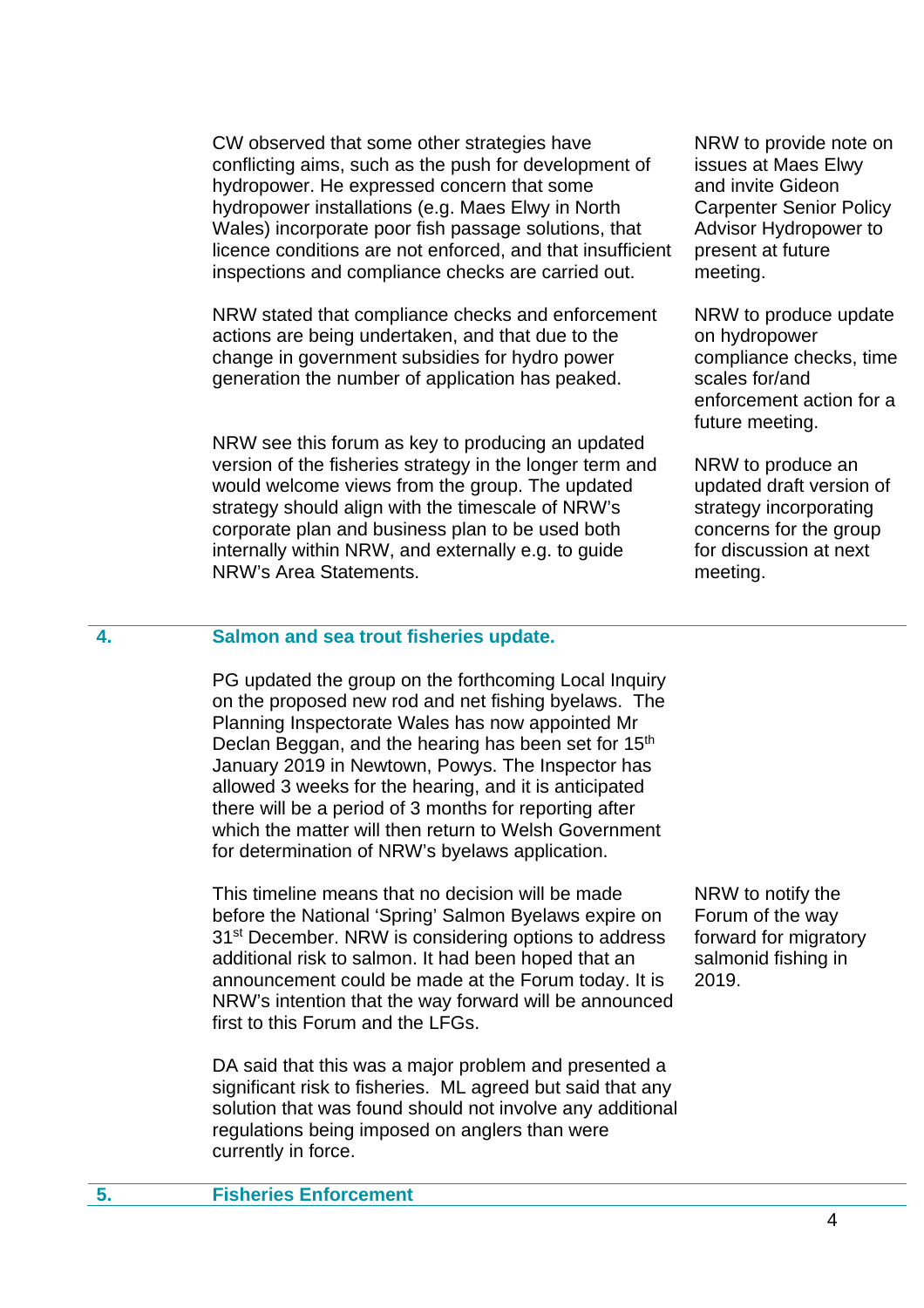| | | |
|---|---|---|
| | CW observed that some other strategies have conflicting aims, such as the push for development of hydropower. He expressed concern that some hydropower installations (e.g. Maes Elwy in North Wales) incorporate poor fish passage solutions, that licence conditions are not enforced, and that insufficient inspections and compliance checks are carried out. | NRW to provide note on issues at Maes Elwy and invite Gideon Carpenter Senior Policy Advisor Hydropower to present at future meeting. |
| | NRW stated that compliance checks and enforcement actions are being undertaken, and that due to the change in government subsidies for hydro power generation the number of application has peaked. | NRW to produce update on hydropower compliance checks, time scales for/and enforcement action for a future meeting. |
| | NRW see this forum as key to producing an updated version of the fisheries strategy in the longer term and would welcome views from the group. The updated strategy should align with the timescale of NRW's corporate plan and business plan to be used both internally within NRW, and externally e.g. to guide NRW's Area Statements. | NRW to produce an updated draft version of strategy incorporating concerns for the group for discussion at next meeting. |
| **4.** | **Salmon and sea trout fisheries update.** | |
| | PG updated the group on the forthcoming Local Inquiry on the proposed new rod and net fishing byelaws. The Planning Inspectorate Wales has now appointed Mr Declan Beggan, and the hearing has been set for 15th January 2019 in Newtown, Powys. The Inspector has allowed 3 weeks for the hearing, and it is anticipated there will be a period of 3 months for reporting after which the matter will then return to Welsh Government for determination of NRW's byelaws application. | |
| | This timeline means that no decision will be made before the National 'Spring' Salmon Byelaws expire on 31st December. NRW is considering options to address additional risk to salmon. It had been hoped that an announcement could be made at the Forum today. It is NRW's intention that the way forward will be announced first to this Forum and the LFGs. | NRW to notify the Forum of the way forward for migratory salmonid fishing in 2019. |
| | DA said that this was a major problem and presented a significant risk to fisheries. ML agreed but said that any solution that was found should not involve any additional regulations being imposed on anglers than were currently in force. | |
| **5.** | **Fisheries Enforcement** | |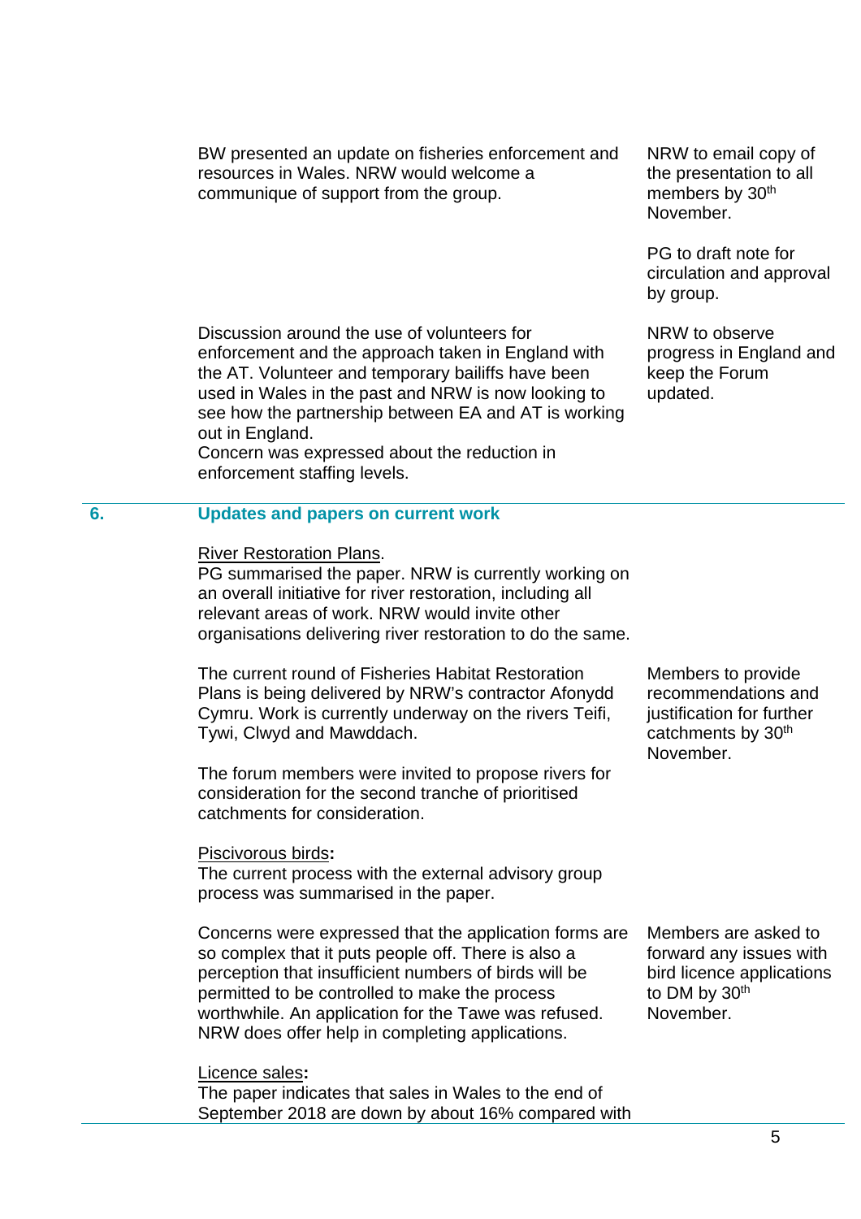| | | |
|---|---|---|
| | BW presented an update on fisheries enforcement and resources in Wales. NRW would welcome a communique of support from the group. | NRW to email copy of the presentation to all members by 30th November.<br><br>PG to draft note for circulation and approval by group. |
| | Discussion around the use of volunteers for enforcement and the approach taken in England with the AT. Volunteer and temporary bailiffs have been used in Wales in the past and NRW is now looking to see how the partnership between EA and AT is working out in England.<br>Concern was expressed about the reduction in enforcement staffing levels. | NRW to observe progress in England and keep the Forum updated. |
| **6.** | **Updates and papers on current work** | |
| | <u>River Restoration Plans</u>.<br>PG summarised the paper. NRW is currently working on an overall initiative for river restoration, including all relevant areas of work. NRW would invite other organisations delivering river restoration to do the same. | |
| | The current round of Fisheries Habitat Restoration Plans is being delivered by NRW's contractor Afonydd Cymru. Work is currently underway on the rivers Teifi, Tywi, Clwyd and Mawddach.<br><br>The forum members were invited to propose rivers for consideration for the second tranche of prioritised catchments for consideration. | Members to provide recommendations and justification for further catchments by 30th November. |
| | <u>Piscivorous birds</u>**:**<br>The current process with the external advisory group process was summarised in the paper. | |
| | Concerns were expressed that the application forms are so complex that it puts people off. There is also a perception that insufficient numbers of birds will be permitted to be controlled to make the process worthwhile. An application for the Tawe was refused. NRW does offer help in completing applications. | Members are asked to forward any issues with bird licence applications to DM by 30th November. |
| | <u>Licence sales</u>**:**<br>The paper indicates that sales in Wales to the end of September 2018 are down by about 16% compared with | |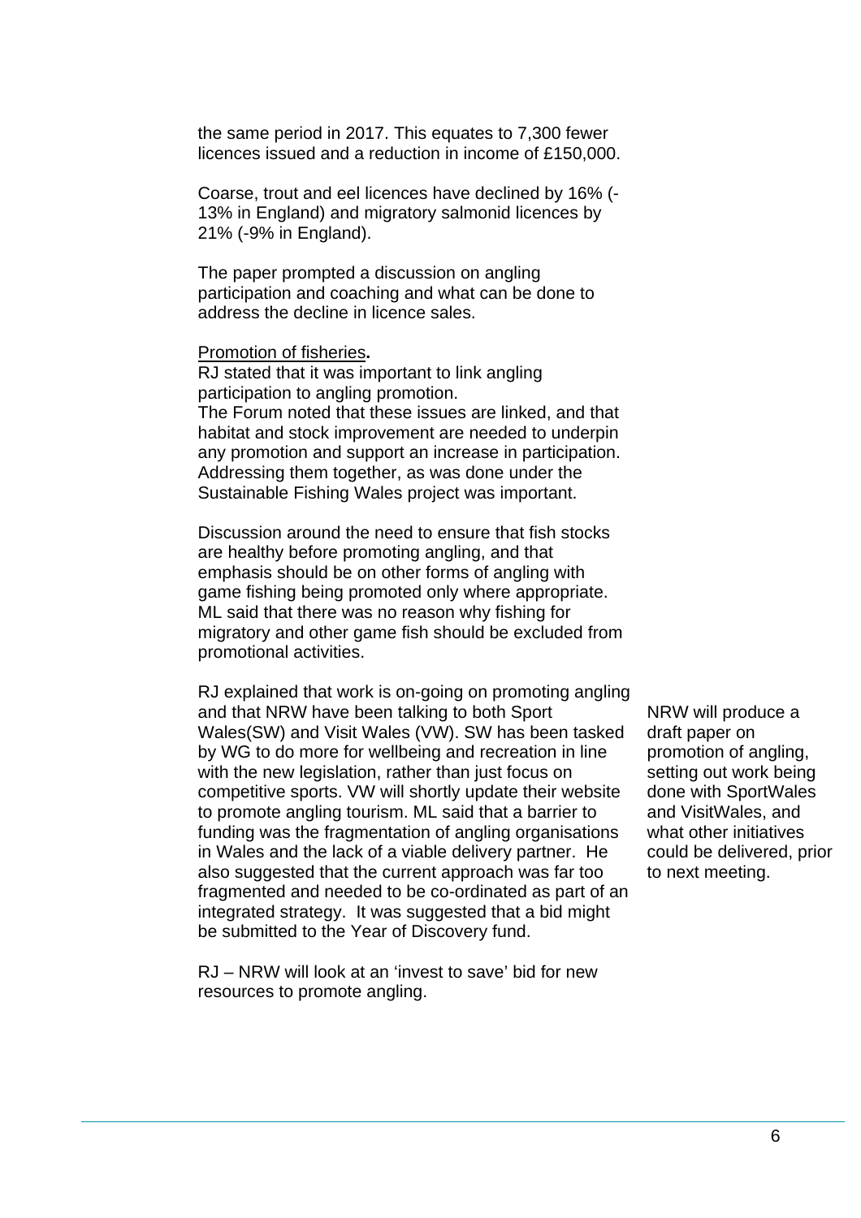the same period in 2017. This equates to 7,300 fewer licences issued and a reduction in income of £150,000.

Coarse, trout and eel licences have declined by 16% (-13% in England) and migratory salmonid licences by 21% (-9% in England).

The paper prompted a discussion on angling participation and coaching and what can be done to address the decline in licence sales.

Promotion of fisheries**.**

RJ stated that it was important to link angling participation to angling promotion.

The Forum noted that these issues are linked, and that habitat and stock improvement are needed to underpin any promotion and support an increase in participation. Addressing them together, as was done under the Sustainable Fishing Wales project was important.

Discussion around the need to ensure that fish stocks are healthy before promoting angling, and that emphasis should be on other forms of angling with game fishing being promoted only where appropriate. ML said that there was no reason why fishing for migratory and other game fish should be excluded from promotional activities.

RJ explained that work is on-going on promoting angling and that NRW have been talking to both Sport Wales(SW) and Visit Wales (VW). SW has been tasked by WG to do more for wellbeing and recreation in line with the new legislation, rather than just focus on competitive sports. VW will shortly update their website to promote angling tourism. ML said that a barrier to funding was the fragmentation of angling organisations in Wales and the lack of a viable delivery partner. He also suggested that the current approach was far too fragmented and needed to be co-ordinated as part of an integrated strategy. It was suggested that a bid might be submitted to the Year of Discovery fund.

NRW will produce a draft paper on promotion of angling, setting out work being done with SportWales and VisitWales, and what other initiatives could be delivered, prior to next meeting.

RJ – NRW will look at an 'invest to save' bid for new resources to promote angling.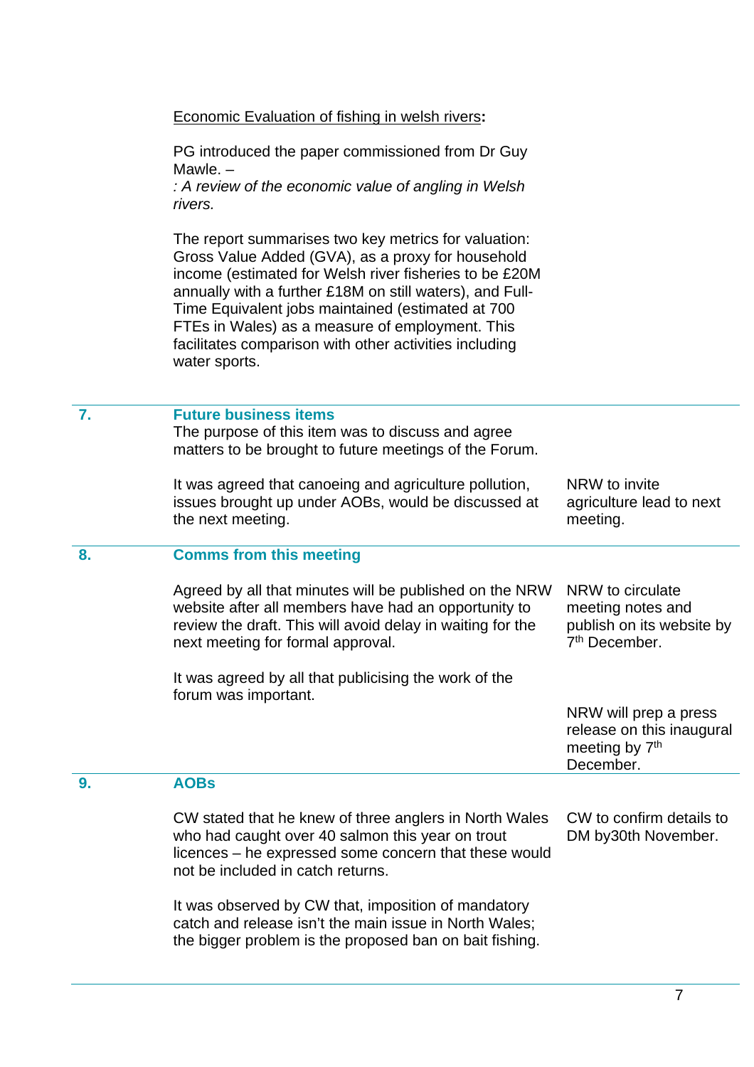Economic Evaluation of fishing in welsh rivers**:**

PG introduced the paper commissioned from Dr Guy Mawle. –
*: A review of the economic value of angling in Welsh rivers.*

The report summarises two key metrics for valuation: Gross Value Added (GVA), as a proxy for household income (estimated for Welsh river fisheries to be £20M annually with a further £18M on still waters), and Full-Time Equivalent jobs maintained (estimated at 700 FTEs in Wales) as a measure of employment. This facilitates comparison with other activities including water sports.

| | | |
|---|---|---|
| **7.** | **Future business items**<br>The purpose of this item was to discuss and agree matters to be brought to future meetings of the Forum.<br><br>It was agreed that canoeing and agriculture pollution, issues brought up under AOBs, would be discussed at the next meeting. | NRW to invite agriculture lead to next meeting. |
| **8.** | **Comms from this meeting**<br><br>Agreed by all that minutes will be published on the NRW website after all members have had an opportunity to review the draft. This will avoid delay in waiting for the next meeting for formal approval.<br><br>It was agreed by all that publicising the work of the forum was important. | NRW to circulate meeting notes and publish on its website by 7th December.<br><br>NRW will prep a press release on this inaugural meeting by 7th December. |
| **9.** | **AOBs**<br><br>CW stated that he knew of three anglers in North Wales who had caught over 40 salmon this year on trout licences – he expressed some concern that these would not be included in catch returns.<br><br>It was observed by CW that, imposition of mandatory catch and release isn't the main issue in North Wales; the bigger problem is the proposed ban on bait fishing. | CW to confirm details to DM by30th November. |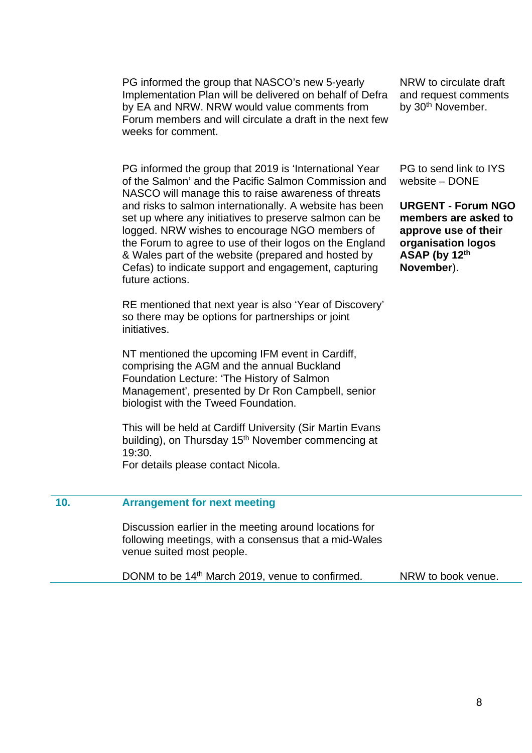| | | |
|---|---|---|
| | PG informed the group that NASCO's new 5-yearly Implementation Plan will be delivered on behalf of Defra by EA and NRW. NRW would value comments from Forum members and will circulate a draft in the next few weeks for comment. | NRW to circulate draft and request comments by 30th November. |
| | PG informed the group that 2019 is 'International Year of the Salmon' and the Pacific Salmon Commission and NASCO will manage this to raise awareness of threats and risks to salmon internationally. A website has been set up where any initiatives to preserve salmon can be logged. NRW wishes to encourage NGO members of the Forum to agree to use of their logos on the England & Wales part of the website (prepared and hosted by Cefas) to indicate support and engagement, capturing future actions. | PG to send link to IYS website – DONE<br><br>**URGENT - Forum NGO members are asked to approve use of their organisation logos ASAP (by 12th November**). |
| | RE mentioned that next year is also 'Year of Discovery' so there may be options for partnerships or joint initiatives. | |
| | NT mentioned the upcoming IFM event in Cardiff, comprising the AGM and the annual Buckland Foundation Lecture: 'The History of Salmon Management', presented by Dr Ron Campbell, senior biologist with the Tweed Foundation.<br><br>This will be held at Cardiff University (Sir Martin Evans building), on Thursday 15th November commencing at 19:30.<br>For details please contact Nicola. | |
| **10.** | **Arrangement for next meeting** | |
| | Discussion earlier in the meeting around locations for following meetings, with a consensus that a mid-Wales venue suited most people. | |
| | DONM to be 14th March 2019, venue to confirmed. | NRW to book venue. |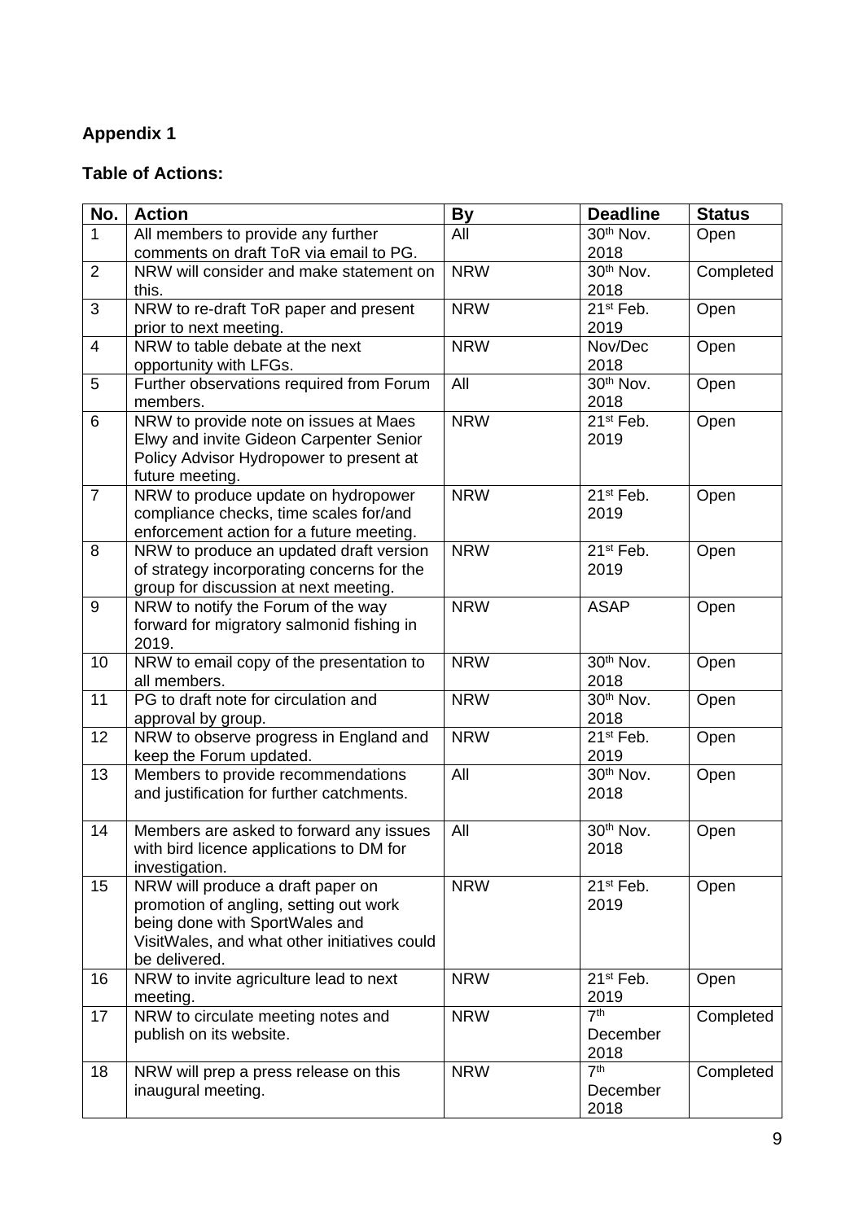**Appendix 1**

**Table of Actions:**

| No. | Action | By | Deadline | Status |
|---|---|---|---|---|
| 1 | All members to provide any further comments on draft ToR via email to PG. | All | 30th Nov. 2018 | Open |
| 2 | NRW will consider and make statement on this. | NRW | 30th Nov. 2018 | Completed |
| 3 | NRW to re-draft ToR paper and present prior to next meeting. | NRW | 21st Feb. 2019 | Open |
| 4 | NRW to table debate at the next opportunity with LFGs. | NRW | Nov/Dec 2018 | Open |
| 5 | Further observations required from Forum members. | All | 30th Nov. 2018 | Open |
| 6 | NRW to provide note on issues at Maes Elwy and invite Gideon Carpenter Senior Policy Advisor Hydropower to present at future meeting. | NRW | 21st Feb. 2019 | Open |
| 7 | NRW to produce update on hydropower compliance checks, time scales for/and enforcement action for a future meeting. | NRW | 21st Feb. 2019 | Open |
| 8 | NRW to produce an updated draft version of strategy incorporating concerns for the group for discussion at next meeting. | NRW | 21st Feb. 2019 | Open |
| 9 | NRW to notify the Forum of the way forward for migratory salmonid fishing in 2019. | NRW | ASAP | Open |
| 10 | NRW to email copy of the presentation to all members. | NRW | 30th Nov. 2018 | Open |
| 11 | PG to draft note for circulation and approval by group. | NRW | 30th Nov. 2018 | Open |
| 12 | NRW to observe progress in England and keep the Forum updated. | NRW | 21st Feb. 2019 | Open |
| 13 | Members to provide recommendations and justification for further catchments. | All | 30th Nov. 2018 | Open |
| 14 | Members are asked to forward any issues with bird licence applications to DM for investigation. | All | 30th Nov. 2018 | Open |
| 15 | NRW will produce a draft paper on promotion of angling, setting out work being done with SportWales and VisitWales, and what other initiatives could be delivered. | NRW | 21st Feb. 2019 | Open |
| 16 | NRW to invite agriculture lead to next meeting. | NRW | 21st Feb. 2019 | Open |
| 17 | NRW to circulate meeting notes and publish on its website. | NRW | 7th December 2018 | Completed |
| 18 | NRW will prep a press release on this inaugural meeting. | NRW | 7th December 2018 | Completed |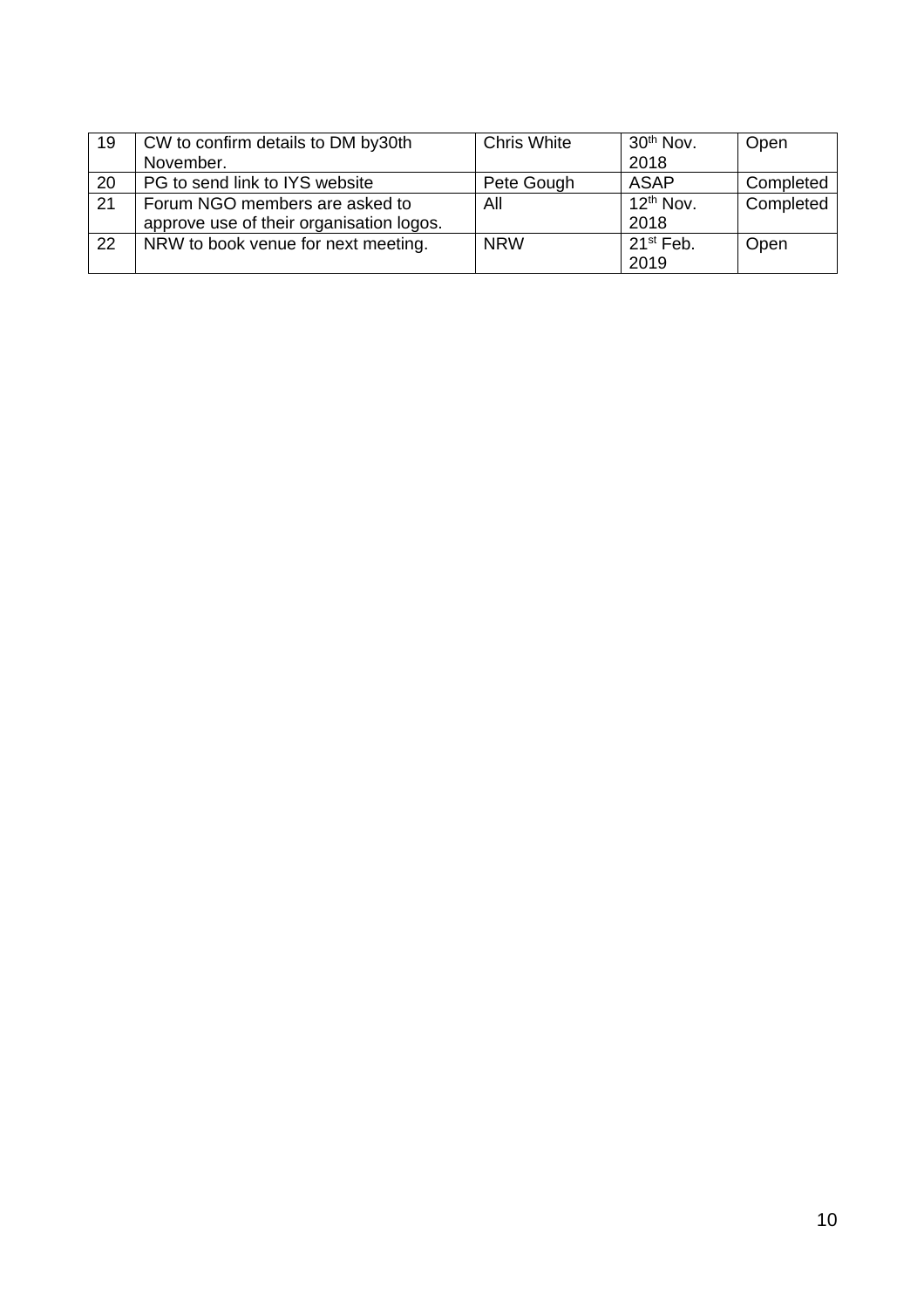| | | | | |
|---|---|---|---|---|
| 19 | CW to confirm details to DM by30th November. | Chris White | 30th Nov. 2018 | Open |
| 20 | PG to send link to IYS website | Pete Gough | ASAP | Completed |
| 21 | Forum NGO members are asked to approve use of their organisation logos. | All | 12th Nov. 2018 | Completed |
| 22 | NRW to book venue for next meeting. | NRW | 21st Feb. 2019 | Open |